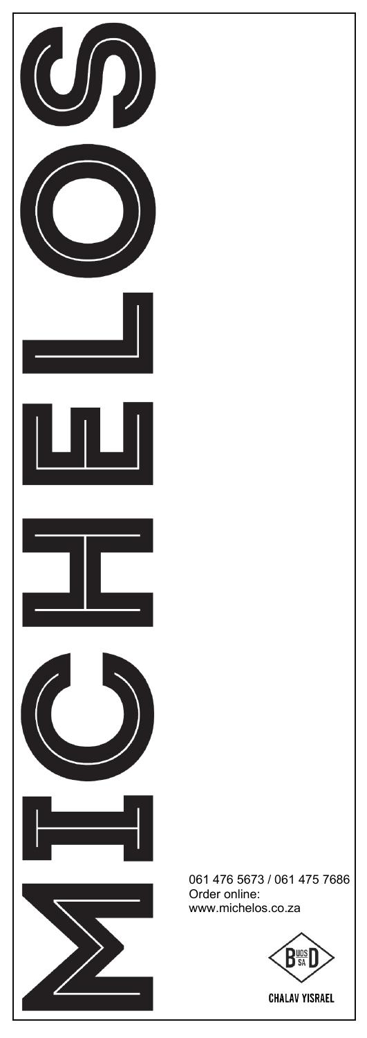# MICHELOS

061 476 5673 / 061 475 7686
Order online:
www.michelos.co.za

UOS SA

CHALAV YISRAEL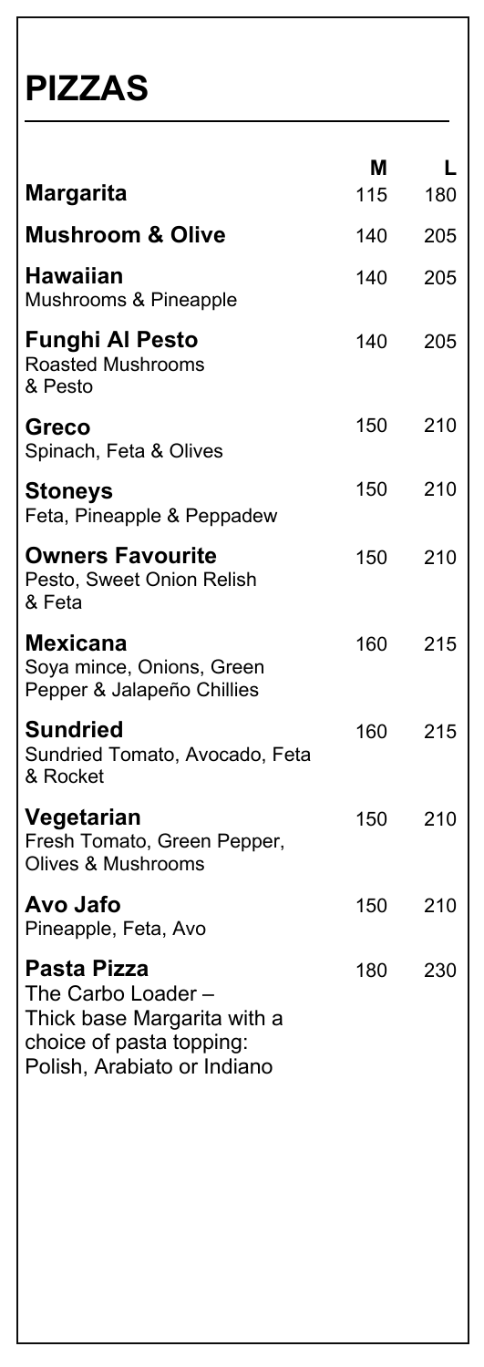# PIZZAS

| | M | L |
|---|---|---|
| **Margarita** | 115 | 180 |
| **Mushroom & Olive** | 140 | 205 |
| **Hawaiian**<br>Mushrooms & Pineapple | 140 | 205 |
| **Funghi Al Pesto**<br>Roasted Mushrooms & Pesto | 140 | 205 |
| **Greco**<br>Spinach, Feta & Olives | 150 | 210 |
| **Stoneys**<br>Feta, Pineapple & Peppadew | 150 | 210 |
| **Owners Favourite**<br>Pesto, Sweet Onion Relish & Feta | 150 | 210 |
| **Mexicana**<br>Soya mince, Onions, Green Pepper & Jalapeño Chillies | 160 | 215 |
| **Sundried**<br>Sundried Tomato, Avocado, Feta & Rocket | 160 | 215 |
| **Vegetarian**<br>Fresh Tomato, Green Pepper, Olives & Mushrooms | 150 | 210 |
| **Avo Jafo**<br>Pineapple, Feta, Avo | 150 | 210 |
| **Pasta Pizza**<br>The Carbo Loader – Thick base Margarita with a choice of pasta topping: Polish, Arabiato or Indiano | 180 | 230 |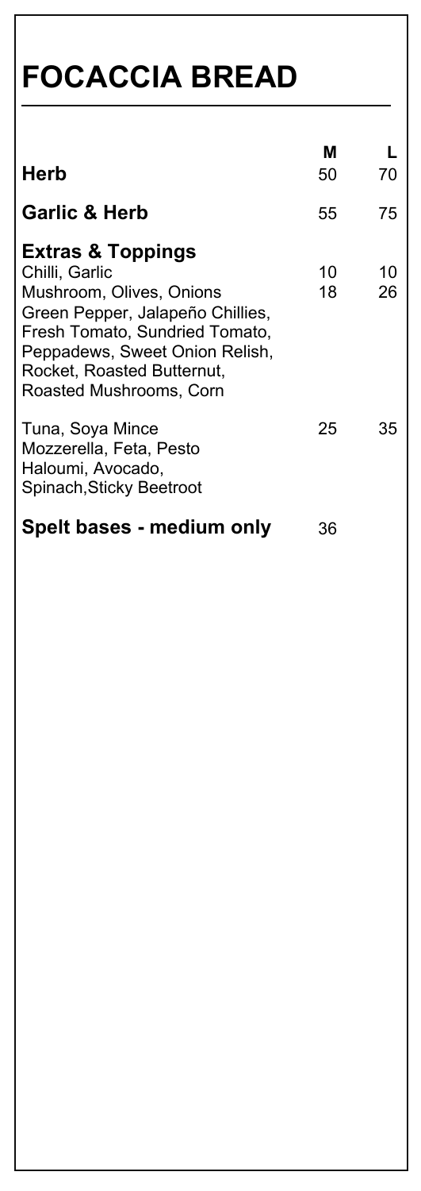# FOCACCIA BREAD

| | M | L |
|---|---|---|
| **Herb** | 50 | 70 |
| **Garlic & Herb** | 55 | 75 |
| **Extras & Toppings** | | |
| Chilli, Garlic | 10 | 10 |
| Mushroom, Olives, Onions<br>Green Pepper, Jalapeño Chillies,<br>Fresh Tomato, Sundried Tomato,<br>Peppadews, Sweet Onion Relish,<br>Rocket, Roasted Butternut,<br>Roasted Mushrooms, Corn | 18 | 26 |
| Tuna, Soya Mince<br>Mozzerella, Feta, Pesto<br>Haloumi, Avocado,<br>Spinach,Sticky Beetroot | 25 | 35 |
| **Spelt bases - medium only** | 36 | |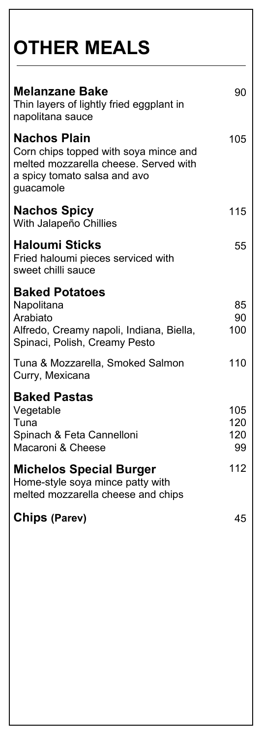# OTHER MEALS

**Melanzane Bake** — 90
Thin layers of lightly fried eggplant in napolitana sauce

**Nachos Plain** — 105
Corn chips topped with soya mince and melted mozzarella cheese. Served with a spicy tomato salsa and avo guacamole

**Nachos Spicy** — 115
With Jalapeño Chillies

**Haloumi Sticks** — 55
Fried haloumi pieces serviced with sweet chilli sauce

**Baked Potatoes**

| Item | Price |
|---|---|
| Napolitana | 85 |
| Arabiato | 90 |
| Alfredo, Creamy napoli, Indiana, Biella, Spinaci, Polish, Creamy Pesto | 100 |
| Tuna & Mozzarella, Smoked Salmon Curry, Mexicana | 110 |

**Baked Pastas**

| Item | Price |
|---|---|
| Vegetable | 105 |
| Tuna | 120 |
| Spinach & Feta Cannelloni | 120 |
| Macaroni & Cheese | 99 |

**Michelos Special Burger** — 112
Home-style soya mince patty with melted mozzarella cheese and chips

**Chips (Parev)** — 45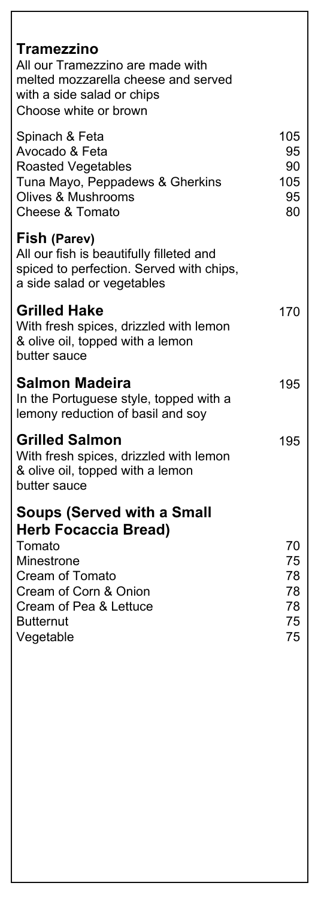## Tramezzino

All our Tramezzino are made with melted mozzarella cheese and served with a side salad or chips
Choose white or brown

| Item | Price |
| --- | --- |
| Spinach & Feta | 105 |
| Avocado & Feta | 95 |
| Roasted Vegetables | 90 |
| Tuna Mayo, Peppadews & Gherkins | 105 |
| Olives & Mushrooms | 95 |
| Cheese & Tomato | 80 |

## Fish (Parev)

All our fish is beautifully filleted and spiced to perfection. Served with chips, a side salad or vegetables

### Grilled Hake — 170

With fresh spices, drizzled with lemon & olive oil, topped with a lemon butter sauce

### Salmon Madeira — 195

In the Portuguese style, topped with a lemony reduction of basil and soy

### Grilled Salmon — 195

With fresh spices, drizzled with lemon & olive oil, topped with a lemon butter sauce

## Soups (Served with a Small Herb Focaccia Bread)

| Item | Price |
| --- | --- |
| Tomato | 70 |
| Minestrone | 75 |
| Cream of Tomato | 78 |
| Cream of Corn & Onion | 78 |
| Cream of Pea & Lettuce | 78 |
| Butternut | 75 |
| Vegetable | 75 |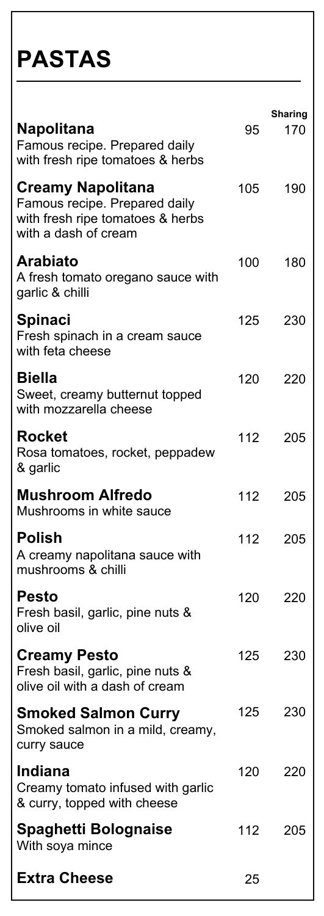# PASTAS

| | | Sharing |
|---|---|---|
| **Napolitana**<br>Famous recipe. Prepared daily with fresh ripe tomatoes & herbs | 95 | 170 |
| **Creamy Napolitana**<br>Famous recipe. Prepared daily with fresh ripe tomatoes & herbs with a dash of cream | 105 | 190 |
| **Arabiato**<br>A fresh tomato oregano sauce with garlic & chilli | 100 | 180 |
| **Spinaci**<br>Fresh spinach in a cream sauce with feta cheese | 125 | 230 |
| **Biella**<br>Sweet, creamy butternut topped with mozzarella cheese | 120 | 220 |
| **Rocket**<br>Rosa tomatoes, rocket, peppadew & garlic | 112 | 205 |
| **Mushroom Alfredo**<br>Mushrooms in white sauce | 112 | 205 |
| **Polish**<br>A creamy napolitana sauce with mushrooms & chilli | 112 | 205 |
| **Pesto**<br>Fresh basil, garlic, pine nuts & olive oil | 120 | 220 |
| **Creamy Pesto**<br>Fresh basil, garlic, pine nuts & olive oil with a dash of cream | 125 | 230 |
| **Smoked Salmon Curry**<br>Smoked salmon in a mild, creamy, curry sauce | 125 | 230 |
| **Indiana**<br>Creamy tomato infused with garlic & curry, topped with cheese | 120 | 220 |
| **Spaghetti Bolognaise**<br>With soya mince | 112 | 205 |
| **Extra Cheese** | 25 | |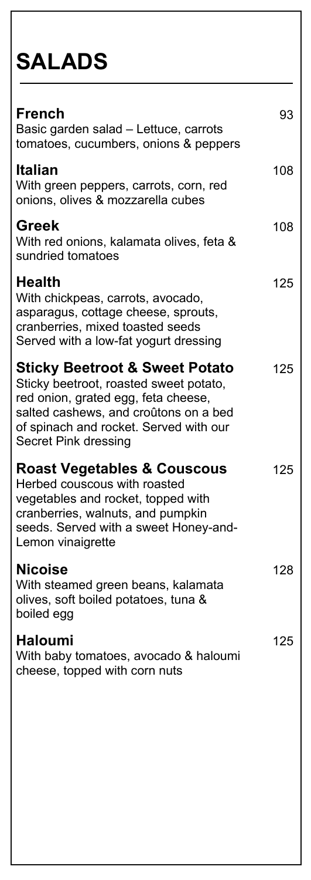# SALADS

**French** 93
Basic garden salad – Lettuce, carrots tomatoes, cucumbers, onions & peppers

**Italian** 108
With green peppers, carrots, corn, red onions, olives & mozzarella cubes

**Greek** 108
With red onions, kalamata olives, feta & sundried tomatoes

**Health** 125
With chickpeas, carrots, avocado, asparagus, cottage cheese, sprouts, cranberries, mixed toasted seeds
Served with a low-fat yogurt dressing

**Sticky Beetroot & Sweet Potato** 125
Sticky beetroot, roasted sweet potato, red onion, grated egg, feta cheese, salted cashews, and croûtons on a bed of spinach and rocket. Served with our Secret Pink dressing

**Roast Vegetables & Couscous** 125
Herbed couscous with roasted vegetables and rocket, topped with cranberries, walnuts, and pumpkin seeds. Served with a sweet Honey-and-Lemon vinaigrette

**Nicoise** 128
With steamed green beans, kalamata olives, soft boiled potatoes, tuna & boiled egg

**Haloumi** 125
With baby tomatoes, avocado & haloumi cheese, topped with corn nuts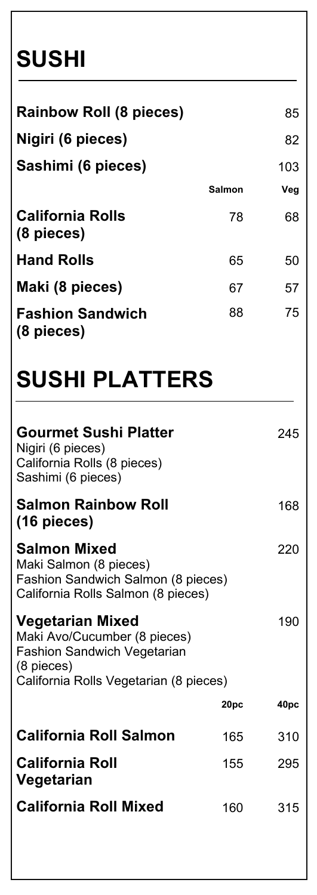# SUSHI

| | | |
|---|---|---|
| **Rainbow Roll (8 pieces)** | | 85 |
| **Nigiri (6 pieces)** | | 82 |
| **Sashimi (6 pieces)** | | 103 |
| | **Salmon** | **Veg** |
| **California Rolls (8 pieces)** | 78 | 68 |
| **Hand Rolls** | 65 | 50 |
| **Maki (8 pieces)** | 67 | 57 |
| **Fashion Sandwich (8 pieces)** | 88 | 75 |

# SUSHI PLATTERS

| | | |
|---|---|---|
| **Gourmet Sushi Platter**<br>Nigiri (6 pieces)<br>California Rolls (8 pieces)<br>Sashimi (6 pieces) | | 245 |
| **Salmon Rainbow Roll (16 pieces)** | | 168 |
| **Salmon Mixed**<br>Maki Salmon (8 pieces)<br>Fashion Sandwich Salmon (8 pieces)<br>California Rolls Salmon (8 pieces) | | 220 |
| **Vegetarian Mixed**<br>Maki Avo/Cucumber (8 pieces)<br>Fashion Sandwich Vegetarian (8 pieces)<br>California Rolls Vegetarian (8 pieces) | | 190 |
| | **20pc** | **40pc** |
| **California Roll Salmon** | 165 | 310 |
| **California Roll Vegetarian** | 155 | 295 |
| **California Roll Mixed** | 160 | 315 |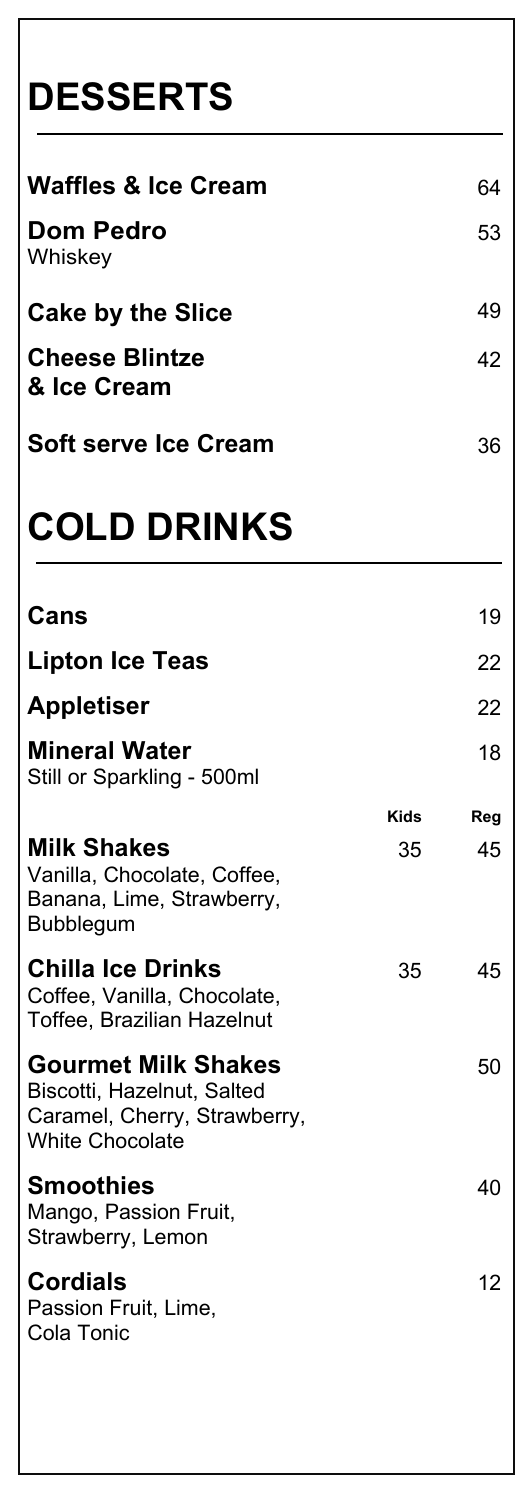# DESSERTS

| Item | Price |
|---|---|
| **Waffles & Ice Cream** | 64 |
| **Dom Pedro**<br>Whiskey | 53 |
| **Cake by the Slice** | 49 |
| **Cheese Blintze & Ice Cream** | 42 |
| **Soft serve Ice Cream** | 36 |

# COLD DRINKS

| Item | Kids | Reg |
|---|---|---|
| **Cans** | | 19 |
| **Lipton Ice Teas** | | 22 |
| **Appletiser** | | 22 |
| **Mineral Water**<br>Still or Sparkling - 500ml | | 18 |
| **Milk Shakes**<br>Vanilla, Chocolate, Coffee, Banana, Lime, Strawberry, Bubblegum | 35 | 45 |
| **Chilla Ice Drinks**<br>Coffee, Vanilla, Chocolate, Toffee, Brazilian Hazelnut | 35 | 45 |
| **Gourmet Milk Shakes**<br>Biscotti, Hazelnut, Salted Caramel, Cherry, Strawberry, White Chocolate | | 50 |
| **Smoothies**<br>Mango, Passion Fruit, Strawberry, Lemon | | 40 |
| **Cordials**<br>Passion Fruit, Lime, Cola Tonic | | 12 |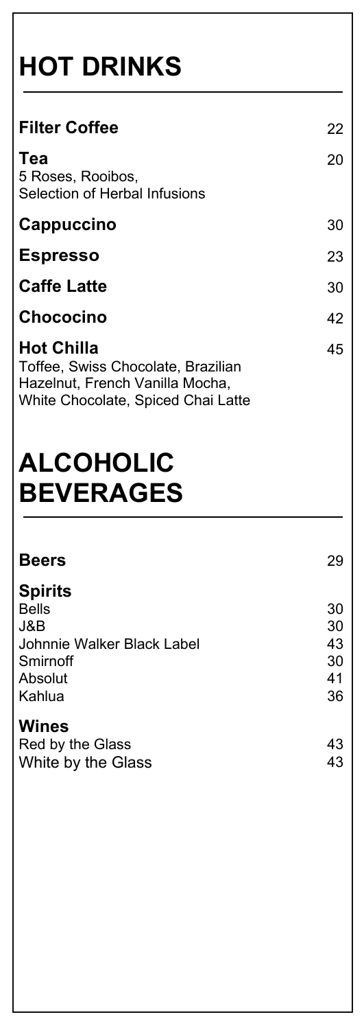# HOT DRINKS

| Item | Price |
|---|---|
| **Filter Coffee** | 22 |
| **Tea**<br>5 Roses, Rooibos,<br>Selection of Herbal Infusions | 20 |
| **Cappuccino** | 30 |
| **Espresso** | 23 |
| **Caffe Latte** | 30 |
| **Chococino** | 42 |
| **Hot Chilla**<br>Toffee, Swiss Chocolate, Brazilian Hazelnut, French Vanilla Mocha, White Chocolate, Spiced Chai Latte | 45 |

# ALCOHOLIC BEVERAGES

| Item | Price |
|---|---|
| **Beers** | 29 |
| **Spirits** | |
| Bells | 30 |
| J&B | 30 |
| Johnnie Walker Black Label | 43 |
| Smirnoff | 30 |
| Absolut | 41 |
| Kahlua | 36 |
| **Wines** | |
| Red by the Glass | 43 |
| White by the Glass | 43 |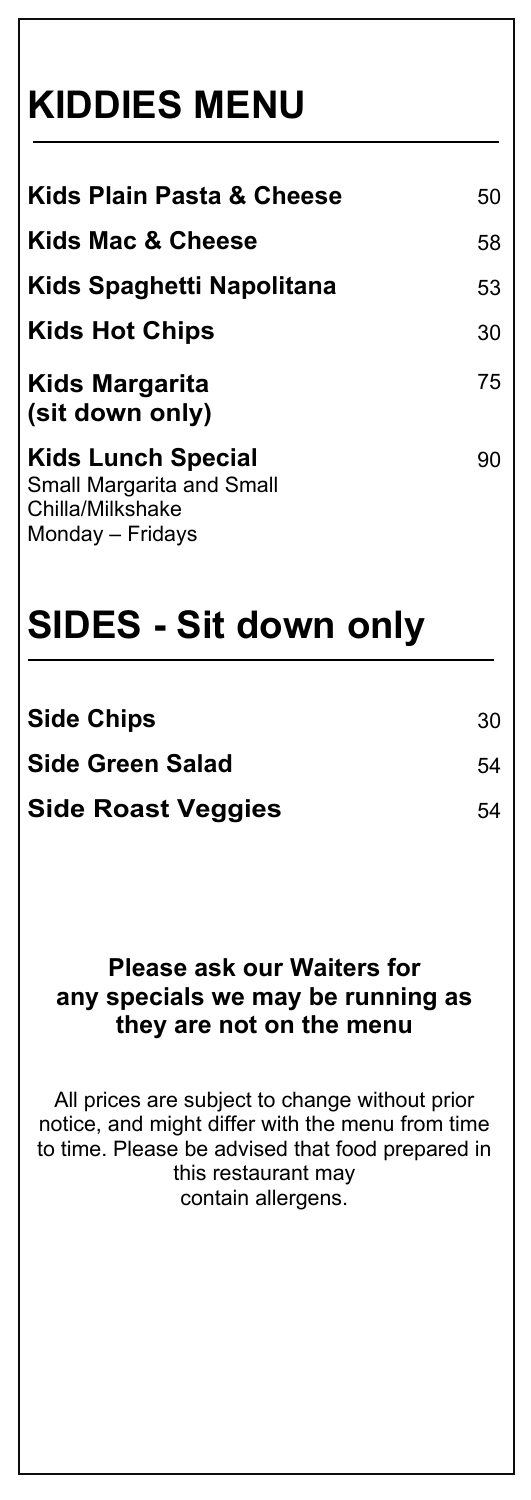# KIDDIES MENU

| Item | Price |
| --- | --- |
| **Kids Plain Pasta & Cheese** | 50 |
| **Kids Mac & Cheese** | 58 |
| **Kids Spaghetti Napolitana** | 53 |
| **Kids Hot Chips** | 30 |
| **Kids Margarita (sit down only)** | 75 |
| **Kids Lunch Special** Small Margarita and Small Chilla/Milkshake Monday – Fridays | 90 |

# SIDES - Sit down only

| Item | Price |
| --- | --- |
| **Side Chips** | 30 |
| **Side Green Salad** | 54 |
| **Side Roast Veggies** | 54 |

**Please ask our Waiters for any specials we may be running as they are not on the menu**

All prices are subject to change without prior notice, and might differ with the menu from time to time. Please be advised that food prepared in this restaurant may contain allergens.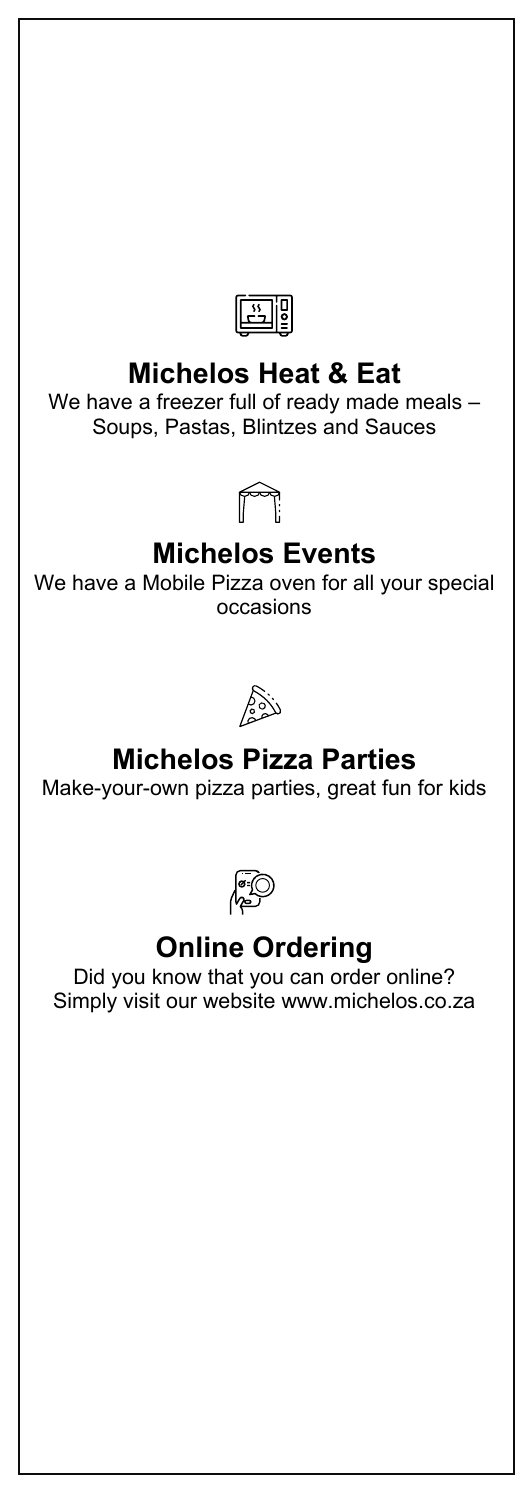## Michelos Heat & Eat

We have a freezer full of ready made meals – Soups, Pastas, Blintzes and Sauces

## Michelos Events

We have a Mobile Pizza oven for all your special occasions

## Michelos Pizza Parties

Make-your-own pizza parties, great fun for kids

## Online Ordering

Did you know that you can order online? Simply visit our website www.michelos.co.za